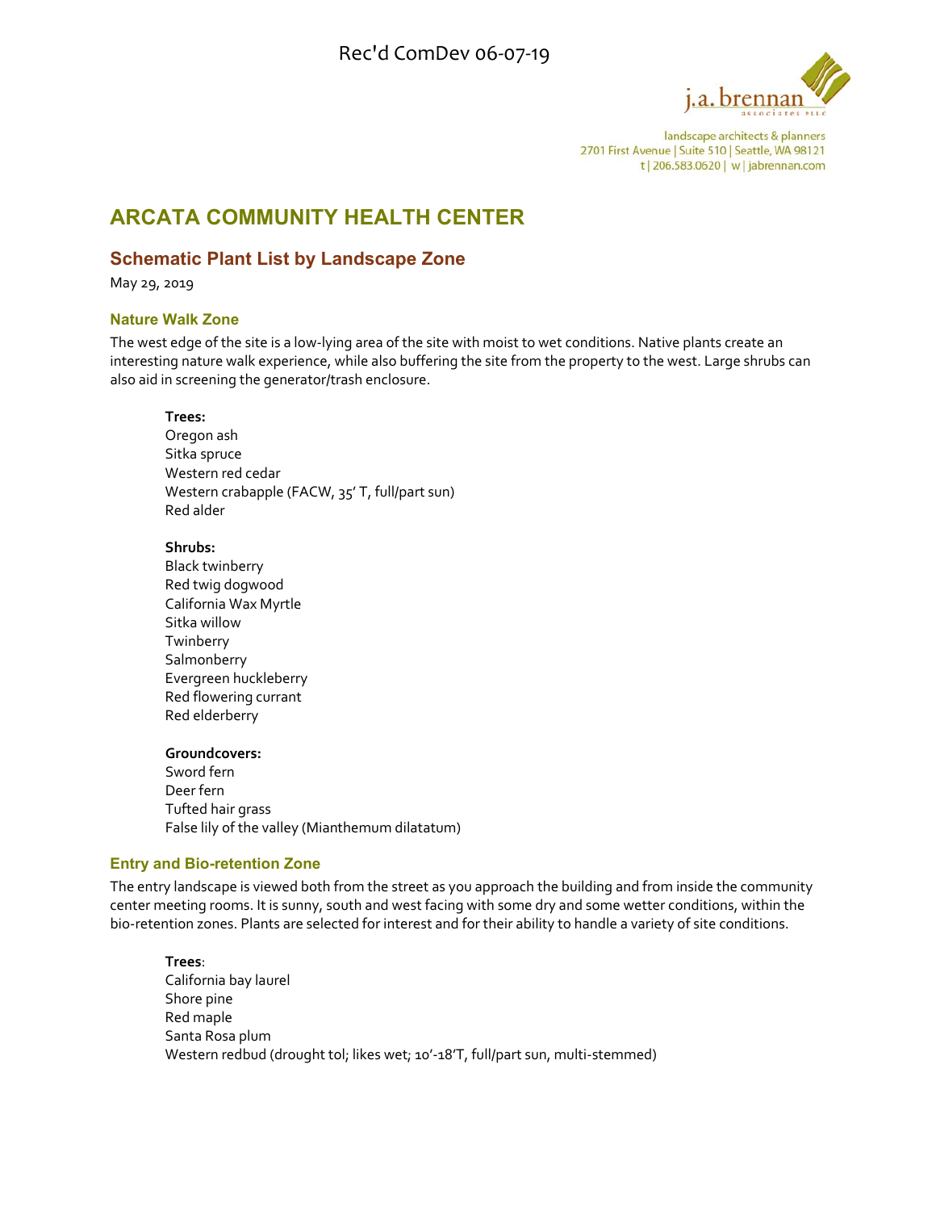Rec'd ComDev 06-07-19

j.a. brennan associates PLLC
landscape architects & planners
2701 First Avenue | Suite 510 | Seattle, WA 98121
t | 206.583.0620 | w | jabrennan.com

# ARCATA COMMUNITY HEALTH CENTER

## Schematic Plant List by Landscape Zone

May 29, 2019

### Nature Walk Zone

The west edge of the site is a low-lying area of the site with moist to wet conditions. Native plants create an interesting nature walk experience, while also buffering the site from the property to the west. Large shrubs can also aid in screening the generator/trash enclosure.

**Trees:**
Oregon ash
Sitka spruce
Western red cedar
Western crabapple (FACW, 35' T, full/part sun)
Red alder

**Shrubs:**
Black twinberry
Red twig dogwood
California Wax Myrtle
Sitka willow
Twinberry
Salmonberry
Evergreen huckleberry
Red flowering currant
Red elderberry

**Groundcovers:**
Sword fern
Deer fern
Tufted hair grass
False lily of the valley (Mianthemum dilatatum)

### Entry and Bio-retention Zone

The entry landscape is viewed both from the street as you approach the building and from inside the community center meeting rooms. It is sunny, south and west facing with some dry and some wetter conditions, within the bio-retention zones. Plants are selected for interest and for their ability to handle a variety of site conditions.

**Trees**:
California bay laurel
Shore pine
Red maple
Santa Rosa plum
Western redbud (drought tol; likes wet; 10'-18'T, full/part sun, multi-stemmed)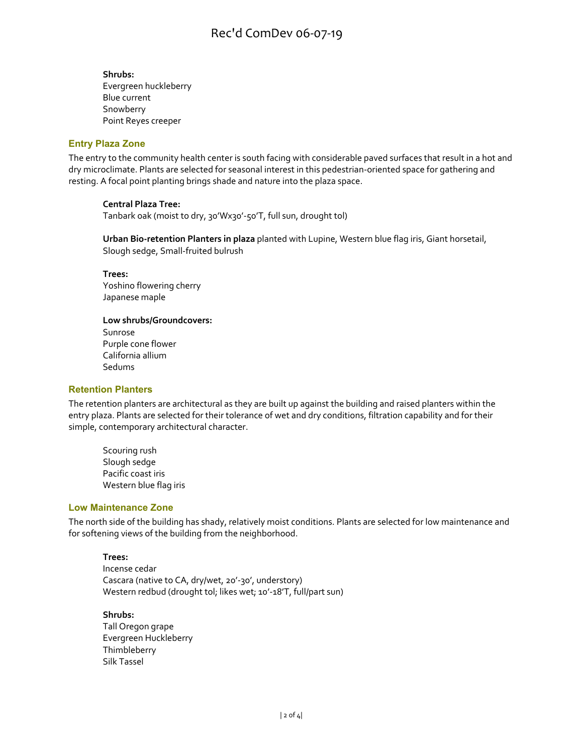**Shrubs:**
Evergreen huckleberry
Blue current
Snowberry
Point Reyes creeper

## Entry Plaza Zone

The entry to the community health center is south facing with considerable paved surfaces that result in a hot and dry microclimate. Plants are selected for seasonal interest in this pedestrian-oriented space for gathering and resting. A focal point planting brings shade and nature into the plaza space.

**Central Plaza Tree:**
Tanbark oak (moist to dry, 30'Wx30'-50'T, full sun, drought tol)

**Urban Bio-retention Planters in plaza** planted with Lupine, Western blue flag iris, Giant horsetail, Slough sedge, Small-fruited bulrush

**Trees:**
Yoshino flowering cherry
Japanese maple

**Low shrubs/Groundcovers:**
Sunrose
Purple cone flower
California allium
Sedums

## Retention Planters

The retention planters are architectural as they are built up against the building and raised planters within the entry plaza. Plants are selected for their tolerance of wet and dry conditions, filtration capability and for their simple, contemporary architectural character.

Scouring rush
Slough sedge
Pacific coast iris
Western blue flag iris

## Low Maintenance Zone

The north side of the building has shady, relatively moist conditions. Plants are selected for low maintenance and for softening views of the building from the neighborhood.

**Trees:**
Incense cedar
Cascara (native to CA, dry/wet, 20'-30', understory)
Western redbud (drought tol; likes wet; 10'-18'T, full/part sun)

**Shrubs:**
Tall Oregon grape
Evergreen Huckleberry
Thimbleberry
Silk Tassel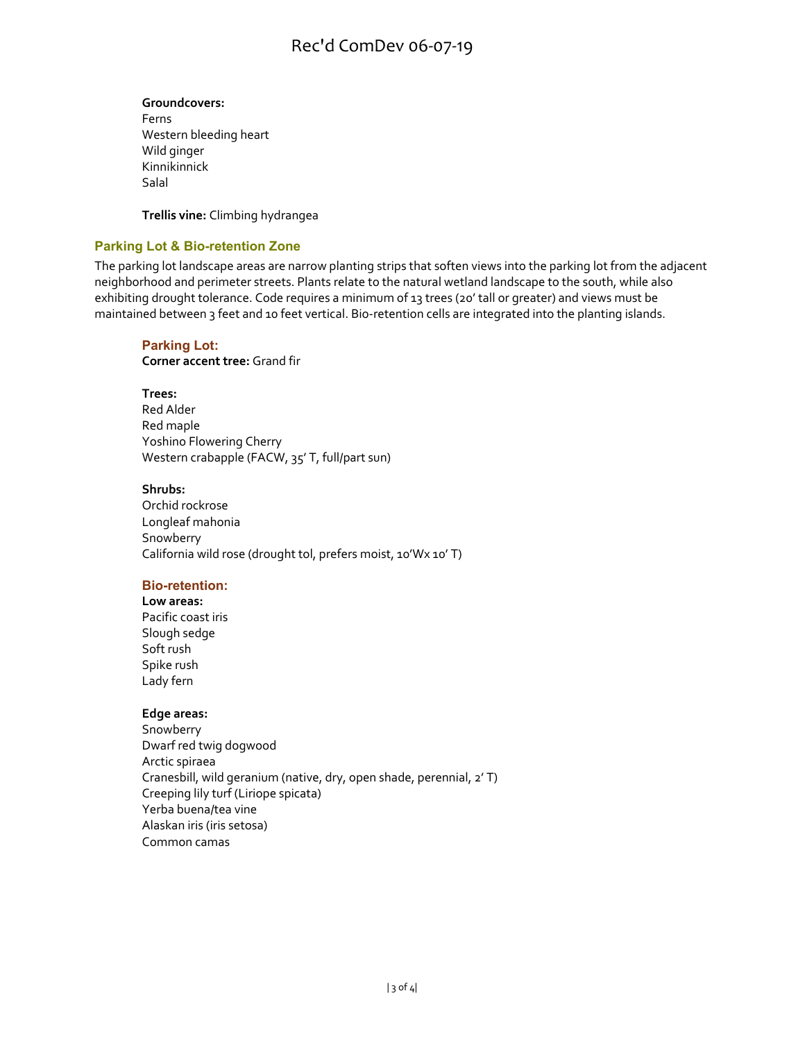**Groundcovers:**
Ferns
Western bleeding heart
Wild ginger
Kinnikinnick
Salal

**Trellis vine:** Climbing hydrangea

## Parking Lot & Bio-retention Zone

The parking lot landscape areas are narrow planting strips that soften views into the parking lot from the adjacent neighborhood and perimeter streets. Plants relate to the natural wetland landscape to the south, while also exhibiting drought tolerance. Code requires a minimum of 13 trees (20' tall or greater) and views must be maintained between 3 feet and 10 feet vertical. Bio-retention cells are integrated into the planting islands.

### Parking Lot:

**Corner accent tree:** Grand fir

**Trees:**
Red Alder
Red maple
Yoshino Flowering Cherry
Western crabapple (FACW, 35' T, full/part sun)

**Shrubs:**
Orchid rockrose
Longleaf mahonia
Snowberry
California wild rose (drought tol, prefers moist, 10'Wx 10' T)

### Bio-retention:

**Low areas:**
Pacific coast iris
Slough sedge
Soft rush
Spike rush
Lady fern

**Edge areas:**
Snowberry
Dwarf red twig dogwood
Arctic spiraea
Cranesbill, wild geranium (native, dry, open shade, perennial, 2' T)
Creeping lily turf (Liriope spicata)
Yerba buena/tea vine
Alaskan iris (iris setosa)
Common camas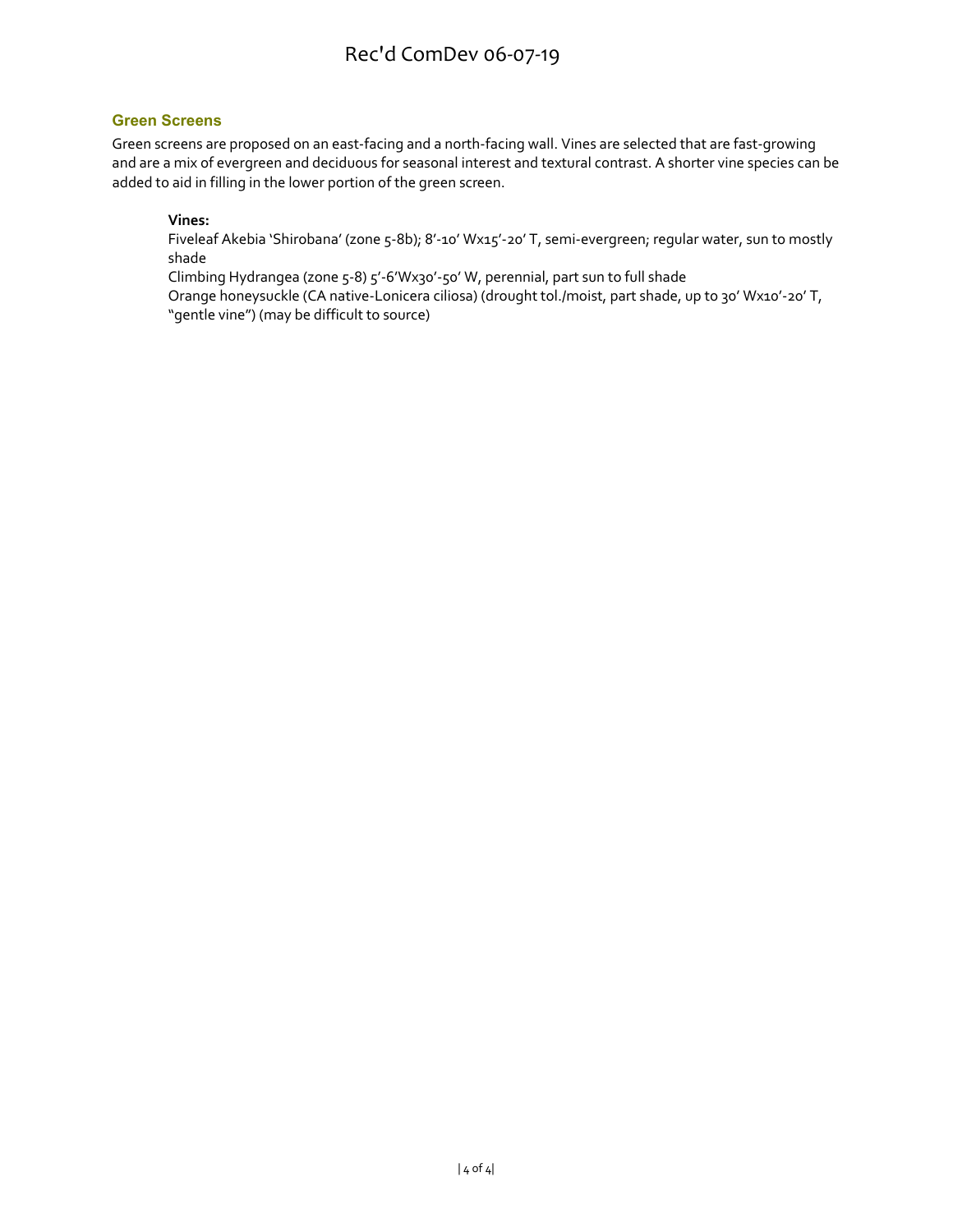## Green Screens

Green screens are proposed on an east-facing and a north-facing wall. Vines are selected that are fast-growing and are a mix of evergreen and deciduous for seasonal interest and textural contrast. A shorter vine species can be added to aid in filling in the lower portion of the green screen.

**Vines:**

Fiveleaf Akebia 'Shirobana' (zone 5-8b); 8'-10' Wx15'-20' T, semi-evergreen; regular water, sun to mostly shade
Climbing Hydrangea (zone 5-8) 5'-6'Wx30'-50' W, perennial, part sun to full shade
Orange honeysuckle (CA native-Lonicera ciliosa) (drought tol./moist, part shade, up to 30' Wx10'-20' T, "gentle vine") (may be difficult to source)